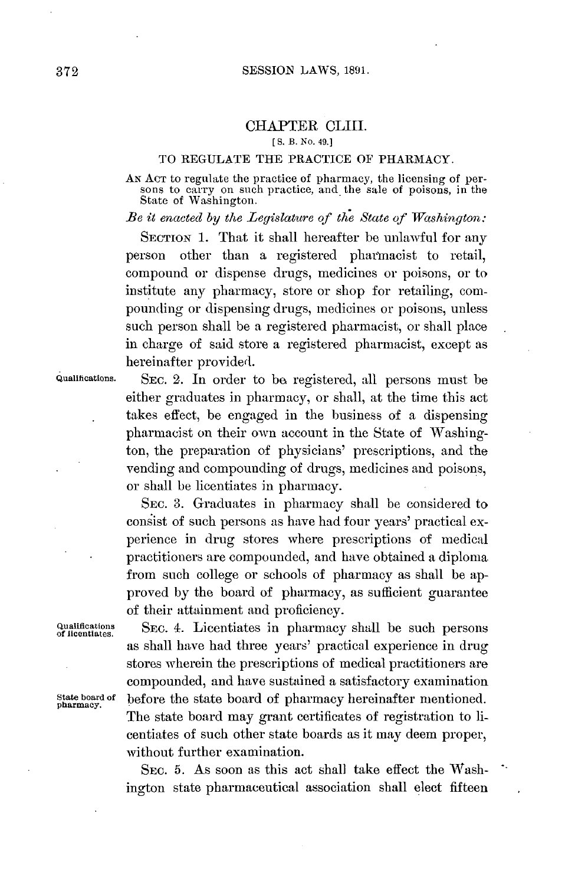## CHAPTER CLIII.

[S. B. No. 49.]

### TO REGULATE THE PRACTICE OF PHARMACY.

AN ACT to regulate the practice of pharmacy, the licensing of persons to carry on such practice, and the sale of poisons, in the State of Washington.

*Be it enacted by the Legislature of the State of Washington:*

SECTION 1. That it shall hereafter be unlawful for any person other than a registered pharmacist to retail, compound or dispense drugs, medicines or poisons, or to institute any pharmacy, store or shop for retailing, compounding or dispensing drugs, medicines or poisons, unless such person shall be a registered pharmacist, or shall place in charge of said store a registered pharmacist, except as hereinafter provided.

Qualifications.

SEC. 2. In order to be registered, all persons must be either graduates in pharmacy, or shall, at the time this act takes effect, be engaged in the business of a dispensing pharmacist on their own account in the State of Washington, the preparation of physicians' prescriptions, and the vending and compounding of drugs, medicines and poisons, or shall be licentiates in pharmacy.

SEC. 3. Graduates in pharmacy shall be considered to consist of such persons as have had four years' practical experience in drug stores where prescriptions of medical practitioners are compounded, and have obtained a diploma from such college or schools of pharmacy as shall be approved by the board of pharmacy, as sufficient guarantee of their attainment and proficiency.

Qualifications of licentiates.

SEC. 4. Licentiates in pharmacy shall be such persons as shall have had three years' practical experience in drug stores wherein the prescriptions of medical practitioners are compounded, and have sustained a satisfactory examination before the state board of pharmacy hereinafter mentioned. The state board may grant certificates of registration to licentiates of such other state boards as it may deem proper, without further examination.

State board of pharmacy.

SEC. 5. As soon as this act shall take effect the Washington state pharmaceutical association shall elect fifteen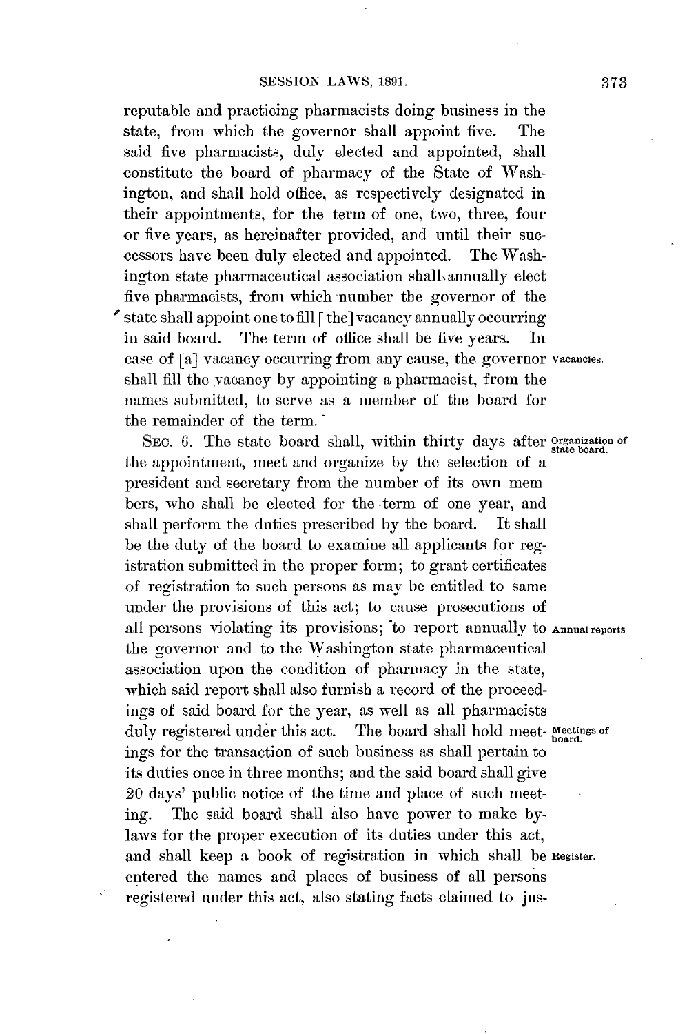reputable and practicing pharmacists doing business in the state, from which the governor shall appoint five. The said five pharmacists, duly elected and appointed, shall constitute the board of pharmacy of the State of Washington, and shall hold office, as respectively designated in their appointments, for the term of one, two, three, four or five years, as hereinafter provided, and until their successors have been duly elected and appointed. The Washington state pharmaceutical association shall annually elect five pharmacists, from which number the governor of the state shall appoint one to fill [the] vacancy annually occurring in said board. The term of office shall be five years. In case of [a] vacancy occurring from any cause, the governor shall fill the vacancy by appointing a pharmacist, from the names submitted, to serve as a member of the board for the remainder of the term.

*Vacancies.*

SEC. 6. The state board shall, within thirty days after the appointment, meet and organize by the selection of a president and secretary from the number of its own members, who shall be elected for the term of one year, and shall perform the duties prescribed by the board. It shall be the duty of the board to examine all applicants for registration submitted in the proper form; to grant certificates of registration to such persons as may be entitled to same under the provisions of this act; to cause prosecutions of all persons violating its provisions; to report annually to the governor and to the Washington state pharmaceutical association upon the condition of pharmacy in the state, which said report shall also furnish a record of the proceedings of said board for the year, as well as all pharmacists duly registered under this act. The board shall hold meetings for the transaction of such business as shall pertain to its duties once in three months; and the said board shall give 20 days' public notice of the time and place of such meeting. The said board shall also have power to make by-laws for the proper execution of its duties under this act, and shall keep a book of registration in which shall be entered the names and places of business of all persons registered under this act, also stating facts claimed to jus-

*Organization of state board.*

*Annual reports*

*Meetings of board.*

*Register.*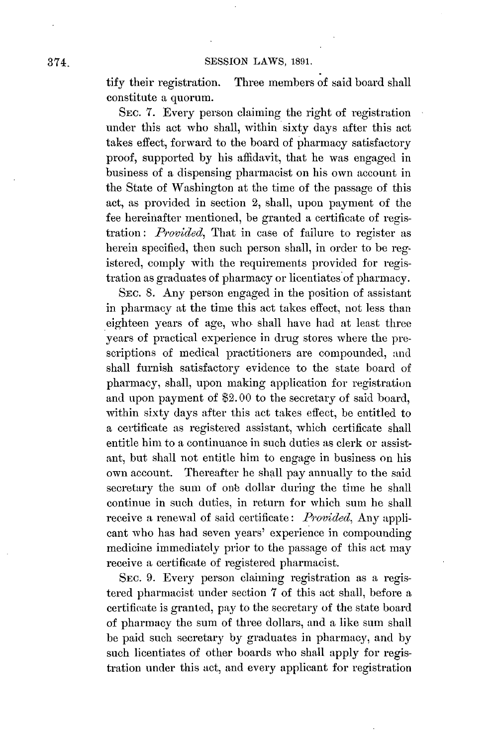tify their registration. Three members of said board shall constitute a quorum.

SEC. 7. Every person claiming the right of registration under this act who shall, within sixty days after this act takes effect, forward to the board of pharmacy satisfactory proof, supported by his affidavit, that he was engaged in business of a dispensing pharmacist on his own account in the State of Washington at the time of the passage of this act, as provided in section 2, shall, upon payment of the fee hereinafter mentioned, be granted a certificate of registration: *Provided*, That in case of failure to register as herein specified, then such person shall, in order to be registered, comply with the requirements provided for registration as graduates of pharmacy or licentiates of pharmacy.

SEC. 8. Any person engaged in the position of assistant in pharmacy at the time this act takes effect, not less than eighteen years of age, who shall have had at least three years of practical experience in drug stores where the prescriptions of medical practitioners are compounded, and shall furnish satisfactory evidence to the state board of pharmacy, shall, upon making application for registration and upon payment of $2.00 to the secretary of said board, within sixty days after this act takes effect, be entitled to a certificate as registered assistant, which certificate shall entitle him to a continuance in such duties as clerk or assistant, but shall not entitle him to engage in business on his own account. Thereafter he shall pay annually to the said secretary the sum of one dollar during the time he shall continue in such duties, in return for which sum he shall receive a renewal of said certificate: *Provided*, Any applicant who has had seven years' experience in compounding medicine immediately prior to the passage of this act may receive a certificate of registered pharmacist.

SEC. 9. Every person claiming registration as a registered pharmacist under section 7 of this act shall, before a certificate is granted, pay to the secretary of the state board of pharmacy the sum of three dollars, and a like sum shall be paid such secretary by graduates in pharmacy, and by such licentiates of other boards who shall apply for registration under this act, and every applicant for registration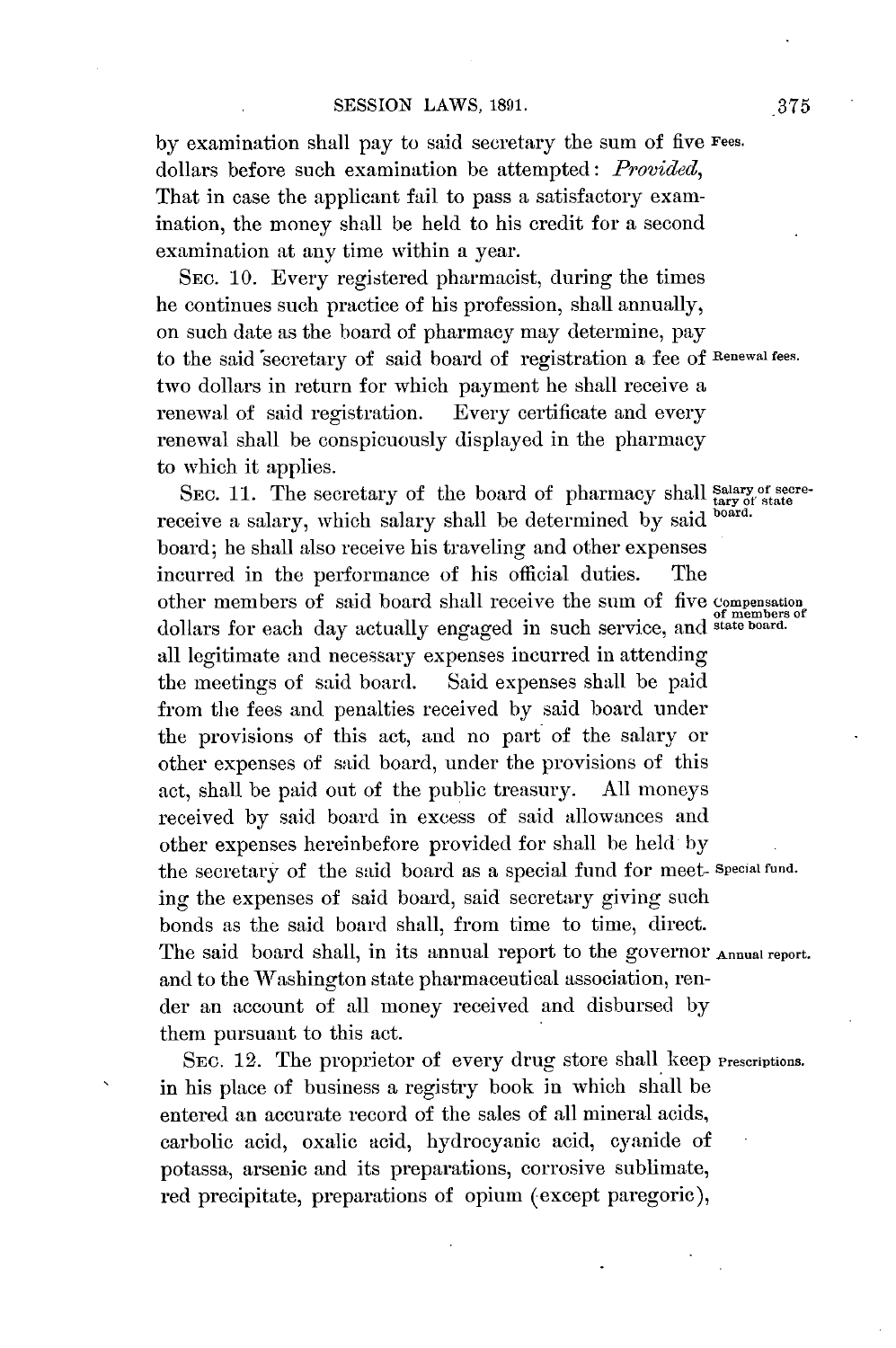by examination shall pay to said secretary the sum of five dollars before such examination be attempted: *Provided*, That in case the applicant fail to pass a satisfactory examination, the money shall be held to his credit for a second examination at any time within a year.

Fees.

SEC. 10. Every registered pharmacist, during the times he continues such practice of his profession, shall annually, on such date as the board of pharmacy may determine, pay to the said secretary of said board of registration a fee of two dollars in return for which payment he shall receive a renewal of said registration. Every certificate and every renewal shall be conspicuously displayed in the pharmacy to which it applies.

Renewal fees.

SEC. 11. The secretary of the board of pharmacy shall receive a salary, which salary shall be determined by said board; he shall also receive his traveling and other expenses incurred in the performance of his official duties. The other members of said board shall receive the sum of five dollars for each day actually engaged in such service, and all legitimate and necessary expenses incurred in attending the meetings of said board. Said expenses shall be paid from the fees and penalties received by said board under the provisions of this act, and no part of the salary or other expenses of said board, under the provisions of this act, shall be paid out of the public treasury. All moneys received by said board in excess of said allowances and other expenses hereinbefore provided for shall be held by the secretary of the said board as a special fund for meeting the expenses of said board, said secretary giving such bonds as the said board shall, from time to time, direct. The said board shall, in its annual report to the governor and to the Washington state pharmaceutical association, render an account of all money received and disbursed by them pursuant to this act.

Salary of secretary of state board.

Compensation of members of state board.

Special fund.

Annual report.

SEC. 12. The proprietor of every drug store shall keep in his place of business a registry book in which shall be entered an accurate record of the sales of all mineral acids, carbolic acid, oxalic acid, hydrocyanic acid, cyanide of potassa, arsenic and its preparations, corrosive sublimate, red precipitate, preparations of opium (except paregoric),

Prescriptions.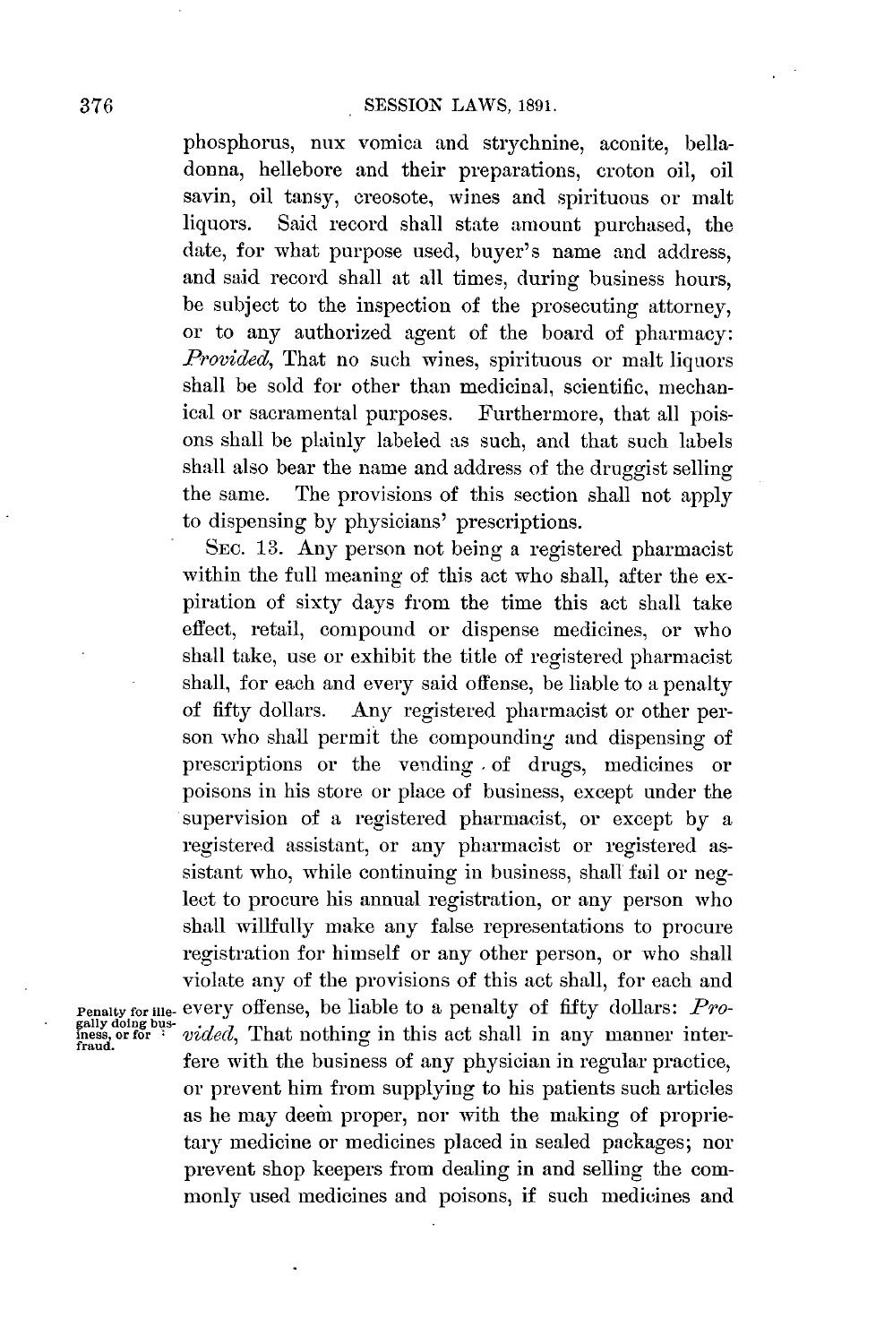phosphorus, nux vomica and strychnine, aconite, belladonna, hellebore and their preparations, croton oil, oil savin, oil tansy, creosote, wines and spirituous or malt liquors. Said record shall state amount purchased, the date, for what purpose used, buyer's name and address, and said record shall at all times, during business hours, be subject to the inspection of the prosecuting attorney, or to any authorized agent of the board of pharmacy: *Provided*, That no such wines, spirituous or malt liquors shall be sold for other than medicinal, scientific, mechanical or sacramental purposes. Furthermore, that all poisons shall be plainly labeled as such, and that such labels shall also bear the name and address of the druggist selling the same. The provisions of this section shall not apply to dispensing by physicians' prescriptions.

SEC. 13. Any person not being a registered pharmacist within the full meaning of this act who shall, after the expiration of sixty days from the time this act shall take effect, retail, compound or dispense medicines, or who shall take, use or exhibit the title of registered pharmacist shall, for each and every said offense, be liable to a penalty of fifty dollars. Any registered pharmacist or other person who shall permit the compounding and dispensing of prescriptions or the vending of drugs, medicines or poisons in his store or place of business, except under the supervision of a registered pharmacist, or except by a registered assistant, or any pharmacist or registered assistant who, while continuing in business, shall fail or neglect to procure his annual registration, or any person who shall willfully make any false representations to procure registration for himself or any other person, or who shall violate any of the provisions of this act shall, for each and every offense, be liable to a penalty of fifty dollars: *Provided*, That nothing in this act shall in any manner interfere with the business of any physician in regular practice, or prevent him from supplying to his patients such articles as he may deem proper, nor with the making of proprietary medicine or medicines placed in sealed packages; nor prevent shop keepers from dealing in and selling the commonly used medicines and poisons, if such medicines and

Penalty for illegally doing business, or for fraud.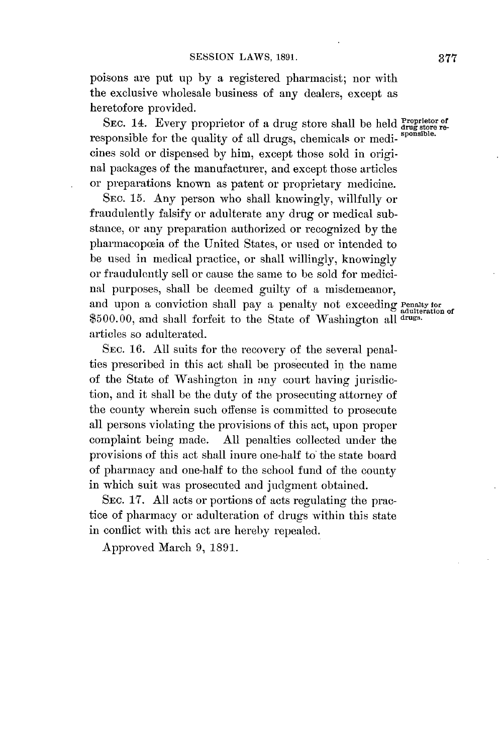poisons are put up by a registered pharmacist; nor with the exclusive wholesale business of any dealers, except as heretofore provided.

SEC. 14. Every proprietor of a drug store shall be held responsible for the quality of all drugs, chemicals or medicines sold or dispensed by him, except those sold in original packages of the manufacturer, and except those articles or preparations known as patent or proprietary medicine.

Proprietor of drug store responsible.

SEC. 15. Any person who shall knowingly, willfully or fraudulently falsify or adulterate any drug or medical substance, or any preparation authorized or recognized by the pharmacopœia of the United States, or used or intended to be used in medical practice, or shall willingly, knowingly or fraudulently sell or cause the same to be sold for medicinal purposes, shall be deemed guilty of a misdemeanor, and upon a conviction shall pay a penalty not exceeding \$500.00, and shall forfeit to the State of Washington all articles so adulterated.

Penalty for adulteration of drugs.

SEC. 16. All suits for the recovery of the several penalties prescribed in this act shall be prosecuted in the name of the State of Washington in any court having jurisdiction, and it shall be the duty of the prosecuting attorney of the county wherein such offense is committed to prosecute all persons violating the provisions of this act, upon proper complaint being made. All penalties collected under the provisions of this act shall inure one-half to the state board of pharmacy and one-half to the school fund of the county in which suit was prosecuted and judgment obtained.

SEC. 17. All acts or portions of acts regulating the practice of pharmacy or adulteration of drugs within this state in conflict with this act are hereby repealed.

Approved March 9, 1891.